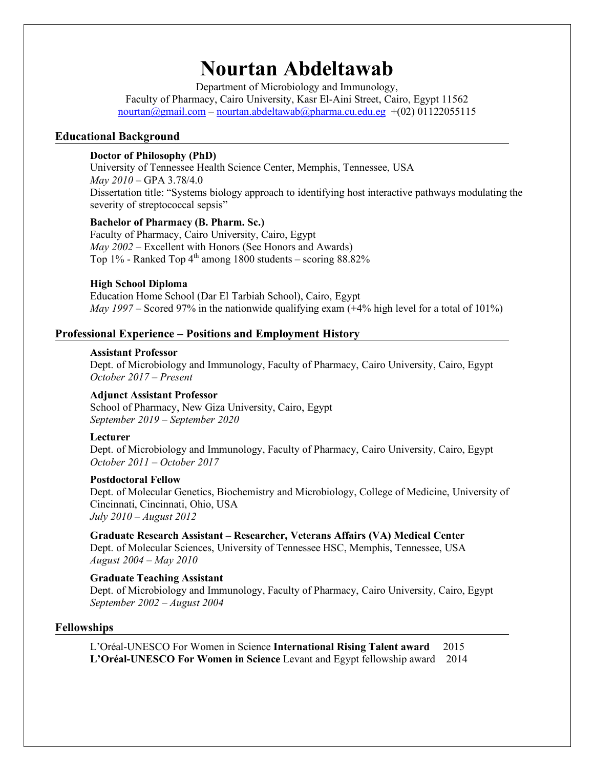# Nourtan Abdeltawab

Department of Microbiology and Immunology,
Faculty of Pharmacy, Cairo University, Kasr El-Aini Street, Cairo, Egypt 11562
nourtan@gmail.com – nourtan.abdeltawab@pharma.cu.edu.eg +(02) 01122055115

## Educational Background

**Doctor of Philosophy (PhD)**
University of Tennessee Health Science Center, Memphis, Tennessee, USA
*May 2010* – GPA 3.78/4.0
Dissertation title: "Systems biology approach to identifying host interactive pathways modulating the severity of streptococcal sepsis"

**Bachelor of Pharmacy (B. Pharm. Sc.)**
Faculty of Pharmacy, Cairo University, Cairo, Egypt
*May 2002* – Excellent with Honors (See Honors and Awards)
Top 1% - Ranked Top 4th among 1800 students – scoring 88.82%

**High School Diploma**
Education Home School (Dar El Tarbiah School), Cairo, Egypt
*May 1997* – Scored 97% in the nationwide qualifying exam (+4% high level for a total of 101%)

## Professional Experience – Positions and Employment History

**Assistant Professor**
Dept. of Microbiology and Immunology, Faculty of Pharmacy, Cairo University, Cairo, Egypt
*October 2017 – Present*

**Adjunct Assistant Professor**
School of Pharmacy, New Giza University, Cairo, Egypt
*September 2019 – September 2020*

**Lecturer**
Dept. of Microbiology and Immunology, Faculty of Pharmacy, Cairo University, Cairo, Egypt
*October 2011 – October 2017*

**Postdoctoral Fellow**
Dept. of Molecular Genetics, Biochemistry and Microbiology, College of Medicine, University of Cincinnati, Cincinnati, Ohio, USA
*July 2010 – August 2012*

**Graduate Research Assistant – Researcher, Veterans Affairs (VA) Medical Center**
Dept. of Molecular Sciences, University of Tennessee HSC, Memphis, Tennessee, USA
*August 2004 – May 2010*

**Graduate Teaching Assistant**
Dept. of Microbiology and Immunology, Faculty of Pharmacy, Cairo University, Cairo, Egypt
*September 2002 – August 2004*

## Fellowships

L'Oréal-UNESCO For Women in Science **International Rising Talent award** 2015
**L'Oréal-UNESCO For Women in Science** Levant and Egypt fellowship award 2014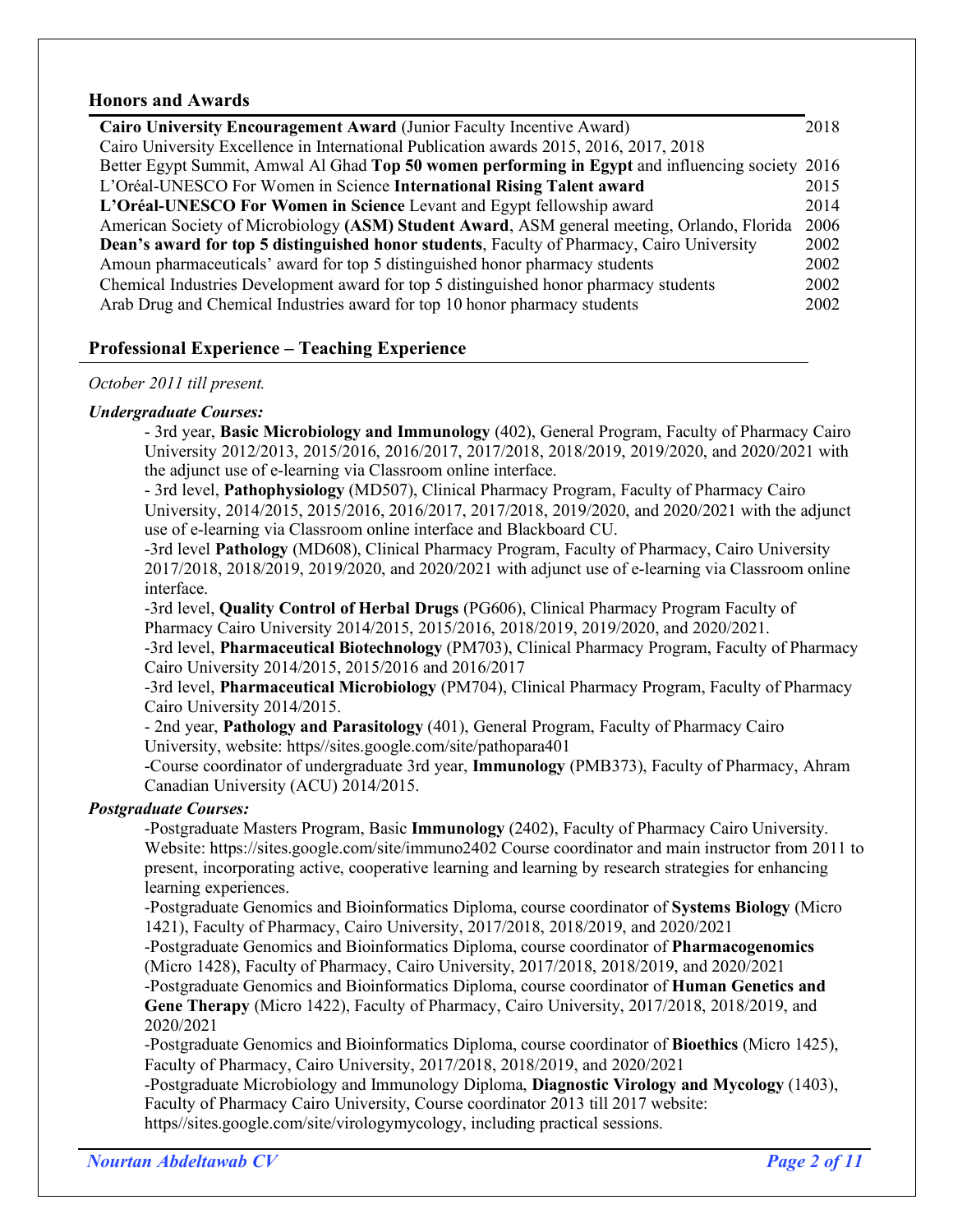## Honors and Awards

| | |
|---|---|
| **Cairo University Encouragement Award** (Junior Faculty Incentive Award) | 2018 |
| Cairo University Excellence in International Publication awards 2015, 2016, 2017, 2018 | |
| Better Egypt Summit, Amwal Al Ghad **Top 50 women performing in Egypt** and influencing society | 2016 |
| L'Oréal-UNESCO For Women in Science **International Rising Talent award** | 2015 |
| **L'Oréal-UNESCO For Women in Science** Levant and Egypt fellowship award | 2014 |
| American Society of Microbiology **(ASM) Student Award**, ASM general meeting, Orlando, Florida | 2006 |
| **Dean's award for top 5 distinguished honor students**, Faculty of Pharmacy, Cairo University | 2002 |
| Amoun pharmaceuticals' award for top 5 distinguished honor pharmacy students | 2002 |
| Chemical Industries Development award for top 5 distinguished honor pharmacy students | 2002 |
| Arab Drug and Chemical Industries award for top 10 honor pharmacy students | 2002 |

## Professional Experience – Teaching Experience

*October 2011 till present.*

***Undergraduate Courses:***

- 3rd year, **Basic Microbiology and Immunology** (402), General Program, Faculty of Pharmacy Cairo University 2012/2013, 2015/2016, 2016/2017, 2017/2018, 2018/2019, 2019/2020, and 2020/2021 with the adjunct use of e-learning via Classroom online interface.
- 3rd level, **Pathophysiology** (MD507), Clinical Pharmacy Program, Faculty of Pharmacy Cairo University, 2014/2015, 2015/2016, 2016/2017, 2017/2018, 2019/2020, and 2020/2021 with the adjunct use of e-learning via Classroom online interface and Blackboard CU.
- 3rd level **Pathology** (MD608), Clinical Pharmacy Program, Faculty of Pharmacy, Cairo University 2017/2018, 2018/2019, 2019/2020, and 2020/2021 with adjunct use of e-learning via Classroom online interface.
- 3rd level, **Quality Control of Herbal Drugs** (PG606), Clinical Pharmacy Program Faculty of Pharmacy Cairo University 2014/2015, 2015/2016, 2018/2019, 2019/2020, and 2020/2021.
- 3rd level, **Pharmaceutical Biotechnology** (PM703), Clinical Pharmacy Program, Faculty of Pharmacy Cairo University 2014/2015, 2015/2016 and 2016/2017
- 3rd level, **Pharmaceutical Microbiology** (PM704), Clinical Pharmacy Program, Faculty of Pharmacy Cairo University 2014/2015.
- 2nd year, **Pathology and Parasitology** (401), General Program, Faculty of Pharmacy Cairo University, website: https//sites.google.com/site/pathopara401
- Course coordinator of undergraduate 3rd year, **Immunology** (PMB373), Faculty of Pharmacy, Ahram Canadian University (ACU) 2014/2015.

***Postgraduate Courses:***

- Postgraduate Masters Program, Basic **Immunology** (2402), Faculty of Pharmacy Cairo University. Website: https://sites.google.com/site/immuno2402 Course coordinator and main instructor from 2011 to present, incorporating active, cooperative learning and learning by research strategies for enhancing learning experiences.
- Postgraduate Genomics and Bioinformatics Diploma, course coordinator of **Systems Biology** (Micro 1421), Faculty of Pharmacy, Cairo University, 2017/2018, 2018/2019, and 2020/2021
- Postgraduate Genomics and Bioinformatics Diploma, course coordinator of **Pharmacogenomics** (Micro 1428), Faculty of Pharmacy, Cairo University, 2017/2018, 2018/2019, and 2020/2021
- Postgraduate Genomics and Bioinformatics Diploma, course coordinator of **Human Genetics and Gene Therapy** (Micro 1422), Faculty of Pharmacy, Cairo University, 2017/2018, 2018/2019, and 2020/2021
- Postgraduate Genomics and Bioinformatics Diploma, course coordinator of **Bioethics** (Micro 1425), Faculty of Pharmacy, Cairo University, 2017/2018, 2018/2019, and 2020/2021
- Postgraduate Microbiology and Immunology Diploma, **Diagnostic Virology and Mycology** (1403), Faculty of Pharmacy Cairo University, Course coordinator 2013 till 2017 website: https//sites.google.com/site/virologymycology, including practical sessions.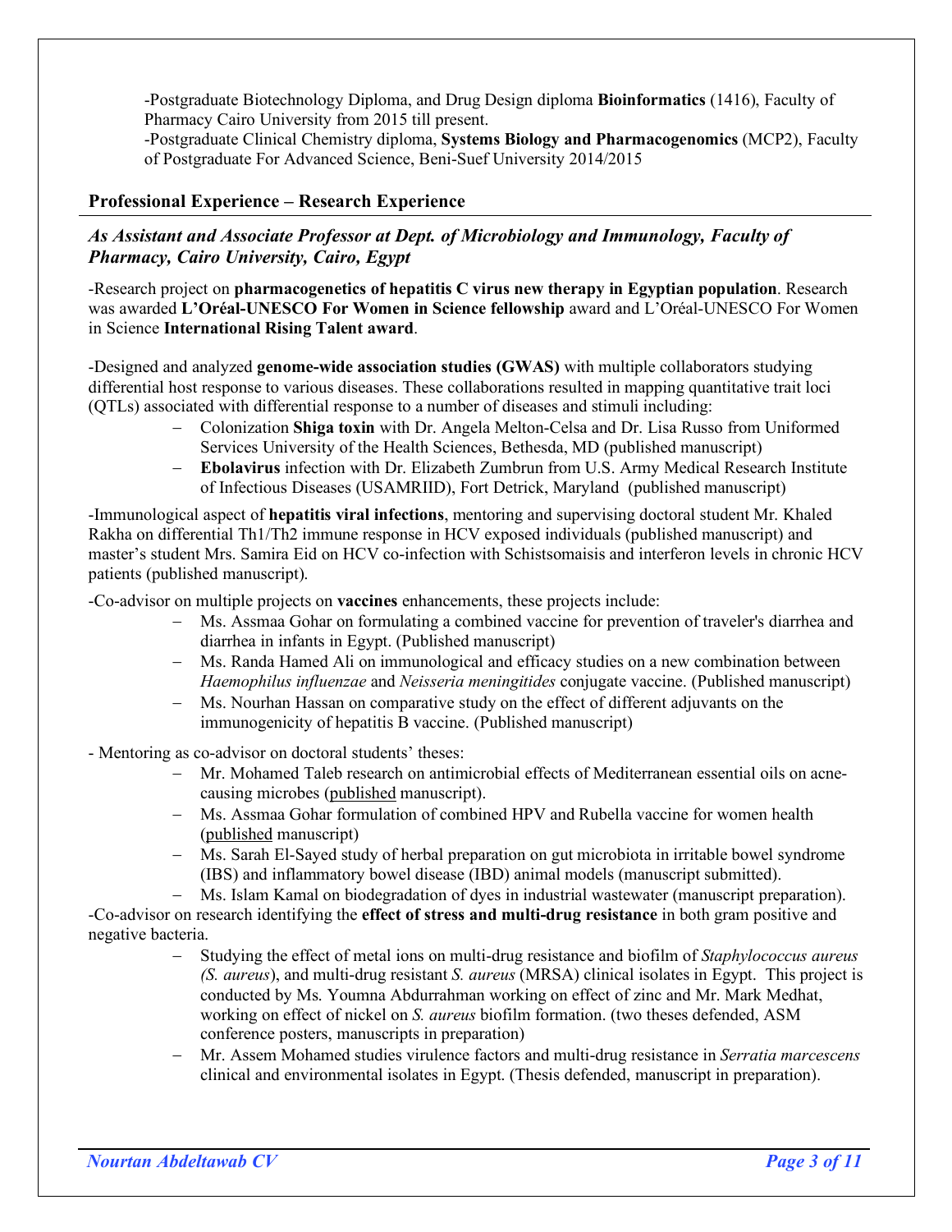-Postgraduate Biotechnology Diploma, and Drug Design diploma **Bioinformatics** (1416), Faculty of Pharmacy Cairo University from 2015 till present.
-Postgraduate Clinical Chemistry diploma, **Systems Biology and Pharmacogenomics** (MCP2), Faculty of Postgraduate For Advanced Science, Beni-Suef University 2014/2015

## Professional Experience – Research Experience

***As Assistant and Associate Professor at Dept. of Microbiology and Immunology, Faculty of Pharmacy, Cairo University, Cairo, Egypt***

-Research project on **pharmacogenetics of hepatitis C virus new therapy in Egyptian population**. Research was awarded **L'Oréal-UNESCO For Women in Science fellowship** award and L'Oréal-UNESCO For Women in Science **International Rising Talent award**.

-Designed and analyzed **genome-wide association studies (GWAS)** with multiple collaborators studying differential host response to various diseases. These collaborations resulted in mapping quantitative trait loci (QTLs) associated with differential response to a number of diseases and stimuli including:

- Colonization **Shiga toxin** with Dr. Angela Melton-Celsa and Dr. Lisa Russo from Uniformed Services University of the Health Sciences, Bethesda, MD (published manuscript)
- **Ebolavirus** infection with Dr. Elizabeth Zumbrun from U.S. Army Medical Research Institute of Infectious Diseases (USAMRIID), Fort Detrick, Maryland (published manuscript)

-Immunological aspect of **hepatitis viral infections**, mentoring and supervising doctoral student Mr. Khaled Rakha on differential Th1/Th2 immune response in HCV exposed individuals (published manuscript) and master's student Mrs. Samira Eid on HCV co-infection with Schistsomaisis and interferon levels in chronic HCV patients (published manuscript).

-Co-advisor on multiple projects on **vaccines** enhancements, these projects include:

- Ms. Assmaa Gohar on formulating a combined vaccine for prevention of traveler's diarrhea and diarrhea in infants in Egypt. (Published manuscript)
- Ms. Randa Hamed Ali on immunological and efficacy studies on a new combination between *Haemophilus influenzae* and *Neisseria meningitides* conjugate vaccine. (Published manuscript)
- Ms. Nourhan Hassan on comparative study on the effect of different adjuvants on the immunogenicity of hepatitis B vaccine. (Published manuscript)

- Mentoring as co-advisor on doctoral students' theses:

- Mr. Mohamed Taleb research on antimicrobial effects of Mediterranean essential oils on acne-causing microbes (published manuscript).
- Ms. Assmaa Gohar formulation of combined HPV and Rubella vaccine for women health (published manuscript)
- Ms. Sarah El-Sayed study of herbal preparation on gut microbiota in irritable bowel syndrome (IBS) and inflammatory bowel disease (IBD) animal models (manuscript submitted).
- Ms. Islam Kamal on biodegradation of dyes in industrial wastewater (manuscript preparation).

-Co-advisor on research identifying the **effect of stress and multi-drug resistance** in both gram positive and negative bacteria.

- Studying the effect of metal ions on multi-drug resistance and biofilm of *Staphylococcus aureus (S. aureus*), and multi-drug resistant *S. aureus* (MRSA) clinical isolates in Egypt. This project is conducted by Ms. Youmna Abdurrahman working on effect of zinc and Mr. Mark Medhat, working on effect of nickel on *S. aureus* biofilm formation. (two theses defended, ASM conference posters, manuscripts in preparation)
- Mr. Assem Mohamed studies virulence factors and multi-drug resistance in *Serratia marcescens* clinical and environmental isolates in Egypt. (Thesis defended, manuscript in preparation).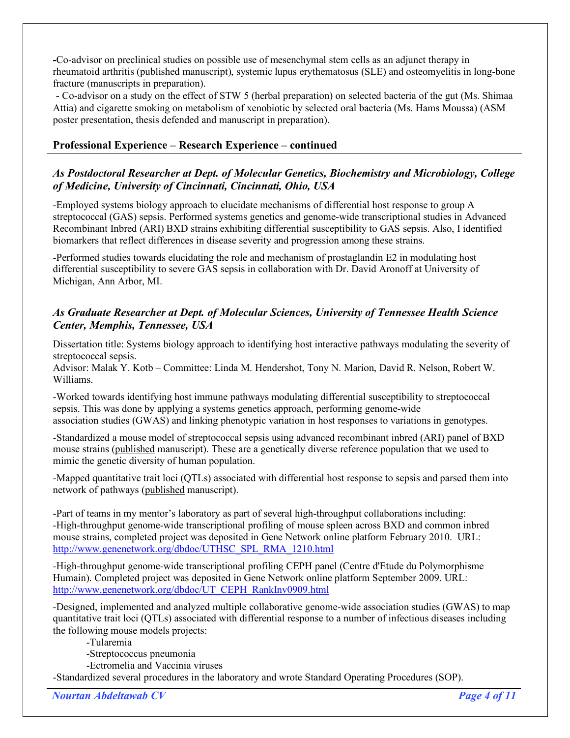-Co-advisor on preclinical studies on possible use of mesenchymal stem cells as an adjunct therapy in rheumatoid arthritis (published manuscript), systemic lupus erythematosus (SLE) and osteomyelitis in long-bone fracture (manuscripts in preparation).

- Co-advisor on a study on the effect of STW 5 (herbal preparation) on selected bacteria of the gut (Ms. Shimaa Attia) and cigarette smoking on metabolism of xenobiotic by selected oral bacteria (Ms. Hams Moussa) (ASM poster presentation, thesis defended and manuscript in preparation).

## Professional Experience – Research Experience – continued

### *As Postdoctoral Researcher at Dept. of Molecular Genetics, Biochemistry and Microbiology, College of Medicine, University of Cincinnati, Cincinnati, Ohio, USA*

-Employed systems biology approach to elucidate mechanisms of differential host response to group A streptococcal (GAS) sepsis. Performed systems genetics and genome-wide transcriptional studies in Advanced Recombinant Inbred (ARI) BXD strains exhibiting differential susceptibility to GAS sepsis. Also, I identified biomarkers that reflect differences in disease severity and progression among these strains.

-Performed studies towards elucidating the role and mechanism of prostaglandin E2 in modulating host differential susceptibility to severe GAS sepsis in collaboration with Dr. David Aronoff at University of Michigan, Ann Arbor, MI.

### *As Graduate Researcher at Dept. of Molecular Sciences, University of Tennessee Health Science Center, Memphis, Tennessee, USA*

Dissertation title: Systems biology approach to identifying host interactive pathways modulating the severity of streptococcal sepsis.
Advisor: Malak Y. Kotb – Committee: Linda M. Hendershot, Tony N. Marion, David R. Nelson, Robert W. Williams.

-Worked towards identifying host immune pathways modulating differential susceptibility to streptococcal sepsis. This was done by applying a systems genetics approach, performing genome-wide association studies (GWAS) and linking phenotypic variation in host responses to variations in genotypes.

-Standardized a mouse model of streptococcal sepsis using advanced recombinant inbred (ARI) panel of BXD mouse strains (published manuscript). These are a genetically diverse reference population that we used to mimic the genetic diversity of human population.

-Mapped quantitative trait loci (QTLs) associated with differential host response to sepsis and parsed them into network of pathways (published manuscript).

-Part of teams in my mentor's laboratory as part of several high-throughput collaborations including:
-High-throughput genome-wide transcriptional profiling of mouse spleen across BXD and common inbred mouse strains, completed project was deposited in Gene Network online platform February 2010. URL: http://www.genenetwork.org/dbdoc/UTHSC_SPL_RMA_1210.html

-High-throughput genome-wide transcriptional profiling CEPH panel (Centre d'Etude du Polymorphisme Humain). Completed project was deposited in Gene Network online platform September 2009. URL: http://www.genenetwork.org/dbdoc/UT_CEPH_RankInv0909.html

-Designed, implemented and analyzed multiple collaborative genome-wide association studies (GWAS) to map quantitative trait loci (QTLs) associated with differential response to a number of infectious diseases including the following mouse models projects:

- -Tularemia
- -Streptococcus pneumonia
- -Ectromelia and Vaccinia viruses

-Standardized several procedures in the laboratory and wrote Standard Operating Procedures (SOP).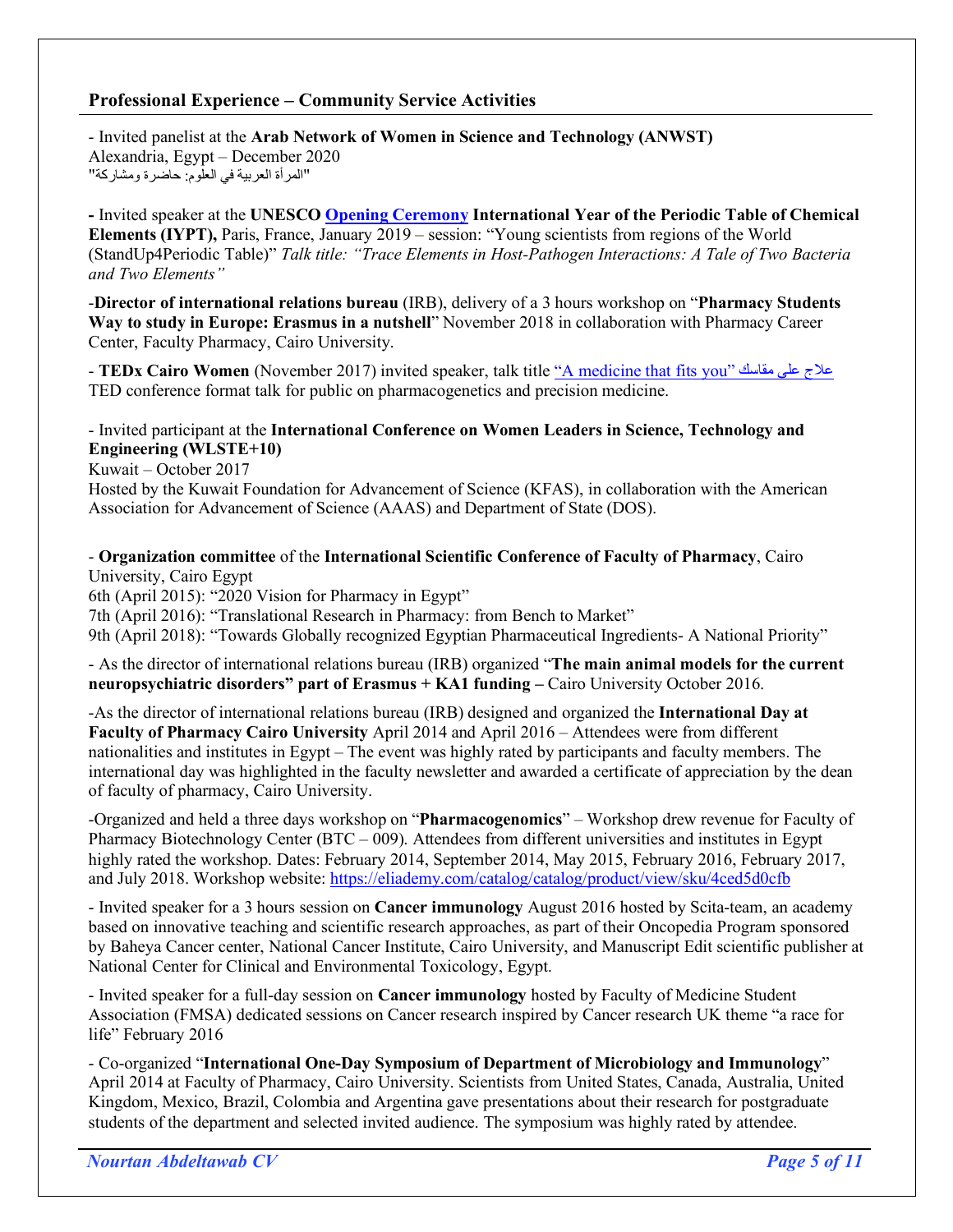## Professional Experience – Community Service Activities

- Invited panelist at the **Arab Network of Women in Science and Technology (ANWST)**
Alexandria, Egypt – December 2020
"المرأة العربية في العلوم: حاضرة ومشاركة"

**-** Invited speaker at the **UNESCO Opening Ceremony International Year of the Periodic Table of Chemical Elements (IYPT),** Paris, France, January 2019 – session: "Young scientists from regions of the World (StandUp4Periodic Table)" *Talk title: "Trace Elements in Host-Pathogen Interactions: A Tale of Two Bacteria and Two Elements"*

-**Director of international relations bureau** (IRB), delivery of a 3 hours workshop on "**Pharmacy Students Way to study in Europe: Erasmus in a nutshell**" November 2018 in collaboration with Pharmacy Career Center, Faculty Pharmacy, Cairo University.

- **TEDx Cairo Women** (November 2017) invited speaker, talk title "A medicine that fits you" علاج على مقاسك TED conference format talk for public on pharmacogenetics and precision medicine.

- Invited participant at the **International Conference on Women Leaders in Science, Technology and Engineering (WLSTE+10)**
Kuwait – October 2017
Hosted by the Kuwait Foundation for Advancement of Science (KFAS), in collaboration with the American Association for Advancement of Science (AAAS) and Department of State (DOS).

- **Organization committee** of the **International Scientific Conference of Faculty of Pharmacy**, Cairo University, Cairo Egypt
6th (April 2015): "2020 Vision for Pharmacy in Egypt"
7th (April 2016): "Translational Research in Pharmacy: from Bench to Market"
9th (April 2018): "Towards Globally recognized Egyptian Pharmaceutical Ingredients- A National Priority"

- As the director of international relations bureau (IRB) organized "**The main animal models for the current neuropsychiatric disorders" part of Erasmus + KA1 funding –** Cairo University October 2016.

-As the director of international relations bureau (IRB) designed and organized the **International Day at Faculty of Pharmacy Cairo University** April 2014 and April 2016 – Attendees were from different nationalities and institutes in Egypt – The event was highly rated by participants and faculty members. The international day was highlighted in the faculty newsletter and awarded a certificate of appreciation by the dean of faculty of pharmacy, Cairo University.

-Organized and held a three days workshop on "**Pharmacogenomics**" – Workshop drew revenue for Faculty of Pharmacy Biotechnology Center (BTC – 009). Attendees from different universities and institutes in Egypt highly rated the workshop. Dates: February 2014, September 2014, May 2015, February 2016, February 2017, and July 2018. Workshop website: https://eliademy.com/catalog/catalog/product/view/sku/4ced5d0cfb

- Invited speaker for a 3 hours session on **Cancer immunology** August 2016 hosted by Scita-team, an academy based on innovative teaching and scientific research approaches, as part of their Oncopedia Program sponsored by Baheya Cancer center, National Cancer Institute, Cairo University, and Manuscript Edit scientific publisher at National Center for Clinical and Environmental Toxicology, Egypt.

- Invited speaker for a full-day session on **Cancer immunology** hosted by Faculty of Medicine Student Association (FMSA) dedicated sessions on Cancer research inspired by Cancer research UK theme "a race for life" February 2016

- Co-organized "**International One-Day Symposium of Department of Microbiology and Immunology**" April 2014 at Faculty of Pharmacy, Cairo University. Scientists from United States, Canada, Australia, United Kingdom, Mexico, Brazil, Colombia and Argentina gave presentations about their research for postgraduate students of the department and selected invited audience. The symposium was highly rated by attendee.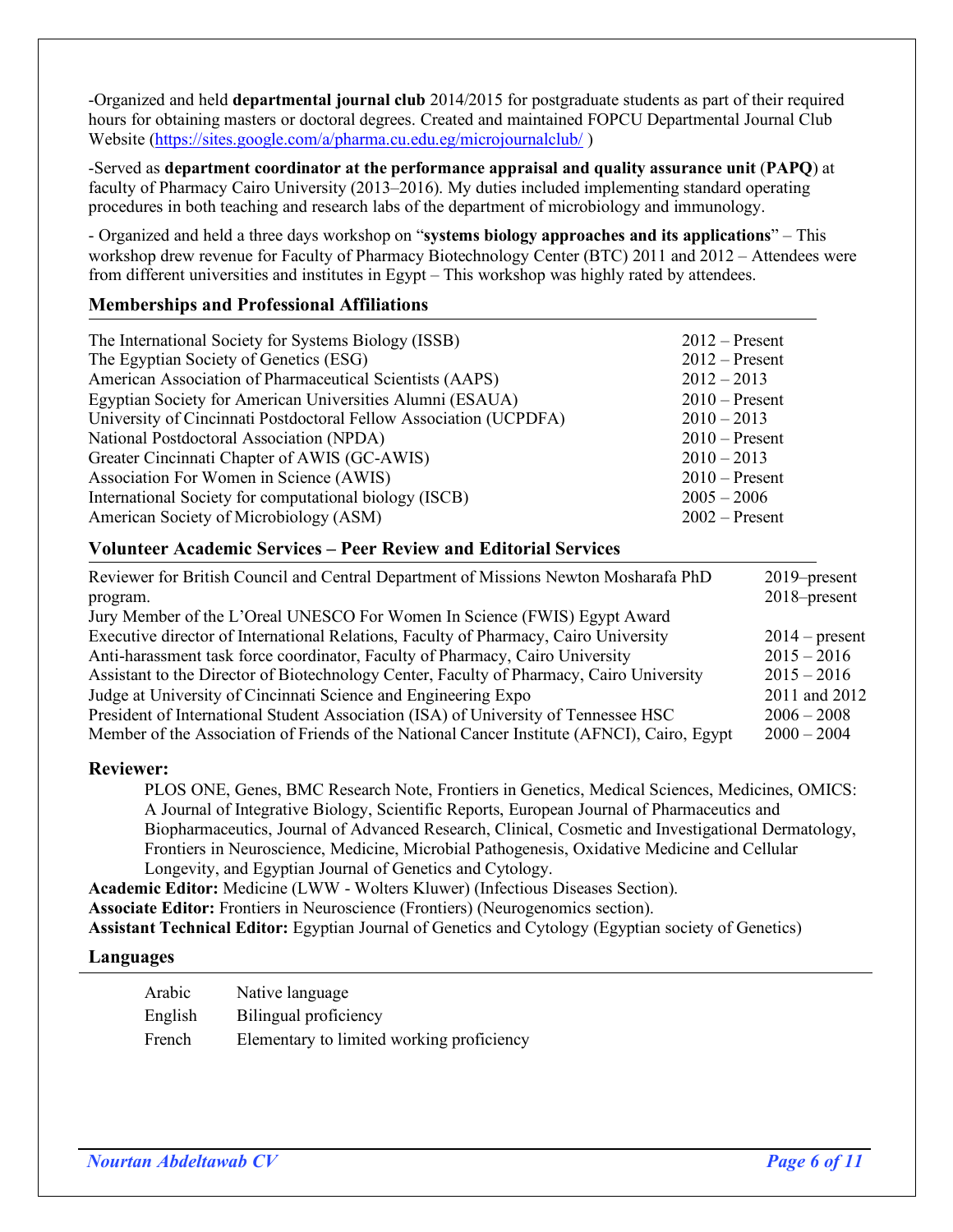-Organized and held **departmental journal club** 2014/2015 for postgraduate students as part of their required hours for obtaining masters or doctoral degrees. Created and maintained FOPCU Departmental Journal Club Website (https://sites.google.com/a/pharma.cu.edu.eg/microjournalclub/ )

-Served as **department coordinator at the performance appraisal and quality assurance unit** (**PAPQ**) at faculty of Pharmacy Cairo University (2013–2016). My duties included implementing standard operating procedures in both teaching and research labs of the department of microbiology and immunology.

- Organized and held a three days workshop on "**systems biology approaches and its applications**" – This workshop drew revenue for Faculty of Pharmacy Biotechnology Center (BTC) 2011 and 2012 – Attendees were from different universities and institutes in Egypt – This workshop was highly rated by attendees.

## Memberships and Professional Affiliations

| | |
|---|---|
| The International Society for Systems Biology (ISSB) | 2012 – Present |
| The Egyptian Society of Genetics (ESG) | 2012 – Present |
| American Association of Pharmaceutical Scientists (AAPS) | 2012 – 2013 |
| Egyptian Society for American Universities Alumni (ESAUA) | 2010 – Present |
| University of Cincinnati Postdoctoral Fellow Association (UCPDFA) | 2010 – 2013 |
| National Postdoctoral Association (NPDA) | 2010 – Present |
| Greater Cincinnati Chapter of AWIS (GC-AWIS) | 2010 – 2013 |
| Association For Women in Science (AWIS) | 2010 – Present |
| International Society for computational biology (ISCB) | 2005 – 2006 |
| American Society of Microbiology (ASM) | 2002 – Present |

## Volunteer Academic Services – Peer Review and Editorial Services

| | |
|---|---|
| Reviewer for British Council and Central Department of Missions Newton Mosharafa PhD program. | 2019–present |
| Jury Member of the L'Oreal UNESCO For Women In Science (FWIS) Egypt Award | 2018–present |
| Executive director of International Relations, Faculty of Pharmacy, Cairo University | 2014 – present |
| Anti-harassment task force coordinator, Faculty of Pharmacy, Cairo University | 2015 – 2016 |
| Assistant to the Director of Biotechnology Center, Faculty of Pharmacy, Cairo University | 2015 – 2016 |
| Judge at University of Cincinnati Science and Engineering Expo | 2011 and 2012 |
| President of International Student Association (ISA) of University of Tennessee HSC | 2006 – 2008 |
| Member of the Association of Friends of the National Cancer Institute (AFNCI), Cairo, Egypt | 2000 – 2004 |

### Reviewer:

PLOS ONE, Genes, BMC Research Note, Frontiers in Genetics, Medical Sciences, Medicines, OMICS: A Journal of Integrative Biology, Scientific Reports, European Journal of Pharmaceutics and Biopharmaceutics, Journal of Advanced Research, Clinical, Cosmetic and Investigational Dermatology, Frontiers in Neuroscience, Medicine, Microbial Pathogenesis, Oxidative Medicine and Cellular Longevity, and Egyptian Journal of Genetics and Cytology.

**Academic Editor:** Medicine (LWW - Wolters Kluwer) (Infectious Diseases Section).
**Associate Editor:** Frontiers in Neuroscience (Frontiers) (Neurogenomics section).
**Assistant Technical Editor:** Egyptian Journal of Genetics and Cytology (Egyptian society of Genetics)

## Languages

| | |
|---|---|
| Arabic | Native language |
| English | Bilingual proficiency |
| French | Elementary to limited working proficiency |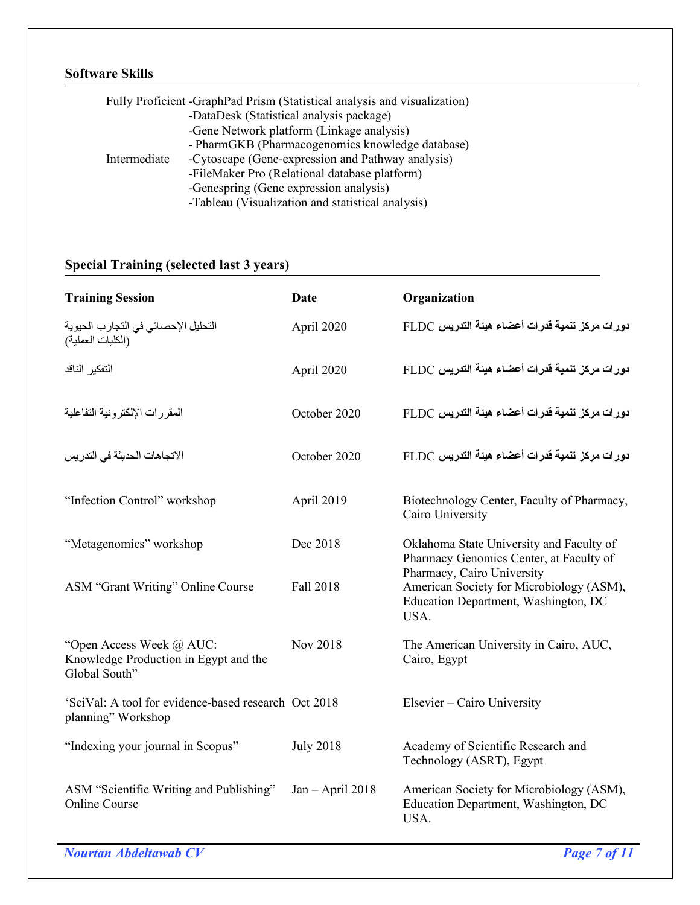## Software Skills

| | |
|---|---|
| Fully Proficient | -GraphPad Prism (Statistical analysis and visualization) |
| | -DataDesk (Statistical analysis package) |
| | -Gene Network platform (Linkage analysis) |
| | - PharmGKB (Pharmacogenomics knowledge database) |
| Intermediate | -Cytoscape (Gene-expression and Pathway analysis) |
| | -FileMaker Pro (Relational database platform) |
| | -Genespring (Gene expression analysis) |
| | -Tableau (Visualization and statistical analysis) |

## Special Training (selected last 3 years)

| Training Session | Date | Organization |
|---|---|---|
| التحليل الإحصائي في التجارب الحيوية (الكليات العملية) | April 2020 | دورات مركز تنمية قدرات أعضاء هيئة التدريس FLDC |
| التفكير الناقد | April 2020 | دورات مركز تنمية قدرات أعضاء هيئة التدريس FLDC |
| المقررات الإلكترونية التفاعلية | October 2020 | دورات مركز تنمية قدرات أعضاء هيئة التدريس FLDC |
| الاتجاهات الحديثة في التدريس | October 2020 | دورات مركز تنمية قدرات أعضاء هيئة التدريس FLDC |
| "Infection Control" workshop | April 2019 | Biotechnology Center, Faculty of Pharmacy, Cairo University |
| "Metagenomics" workshop | Dec 2018 | Oklahoma State University and Faculty of Pharmacy Genomics Center, at Faculty of Pharmacy, Cairo University |
| ASM "Grant Writing" Online Course | Fall 2018 | American Society for Microbiology (ASM), Education Department, Washington, DC USA. |
| "Open Access Week @ AUC: Knowledge Production in Egypt and the Global South" | Nov 2018 | The American University in Cairo, AUC, Cairo, Egypt |
| 'SciVal: A tool for evidence-based research planning" Workshop | Oct 2018 | Elsevier – Cairo University |
| "Indexing your journal in Scopus" | July 2018 | Academy of Scientific Research and Technology (ASRT), Egypt |
| ASM "Scientific Writing and Publishing" Online Course | Jan – April 2018 | American Society for Microbiology (ASM), Education Department, Washington, DC USA. |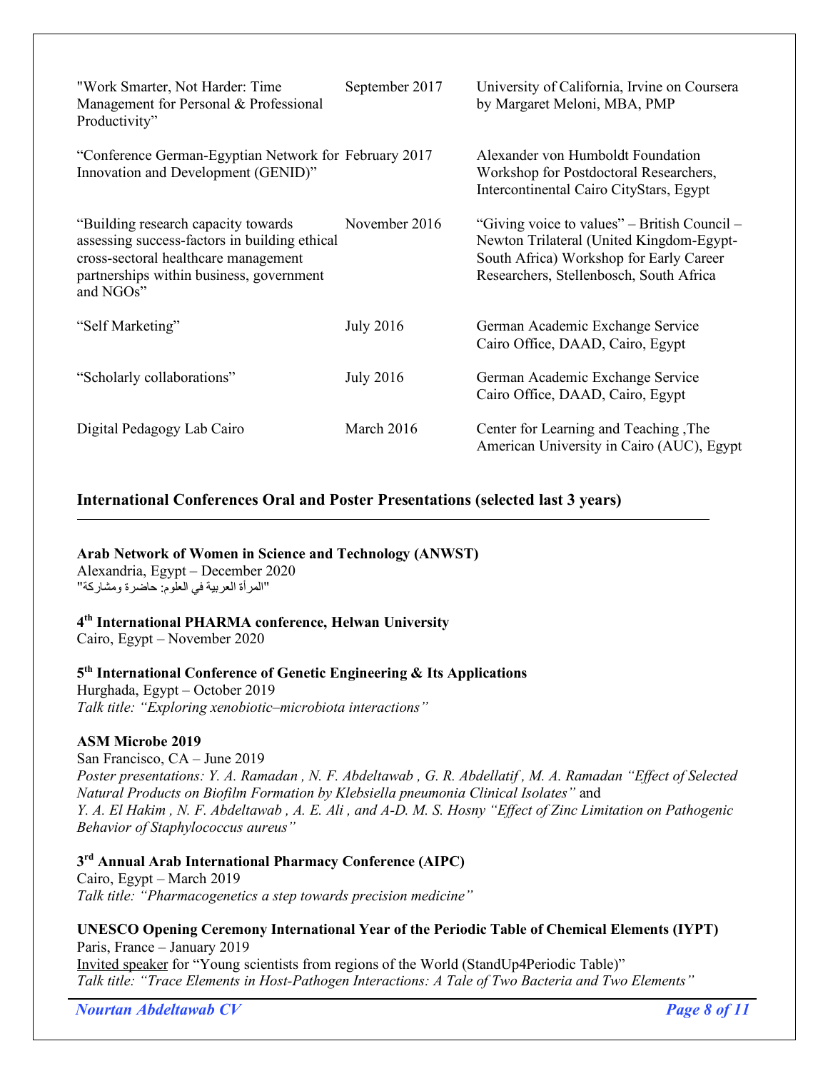| | | |
|---|---|---|
| "Work Smarter, Not Harder: Time Management for Personal & Professional Productivity" | September 2017 | University of California, Irvine on Coursera by Margaret Meloni, MBA, PMP |
| "Conference German-Egyptian Network for Innovation and Development (GENID)" | February 2017 | Alexander von Humboldt Foundation Workshop for Postdoctoral Researchers, Intercontinental Cairo CityStars, Egypt |
| "Building research capacity towards assessing success-factors in building ethical cross-sectoral healthcare management partnerships within business, government and NGOs" | November 2016 | "Giving voice to values" – British Council – Newton Trilateral (United Kingdom-Egypt-South Africa) Workshop for Early Career Researchers, Stellenbosch, South Africa |
| "Self Marketing" | July 2016 | German Academic Exchange Service Cairo Office, DAAD, Cairo, Egypt |
| "Scholarly collaborations" | July 2016 | German Academic Exchange Service Cairo Office, DAAD, Cairo, Egypt |
| Digital Pedagogy Lab Cairo | March 2016 | Center for Learning and Teaching ,The American University in Cairo (AUC), Egypt |

## International Conferences Oral and Poster Presentations (selected last 3 years)

**Arab Network of Women in Science and Technology (ANWST)**
Alexandria, Egypt – December 2020
"المرأة العربية في العلوم: حاضرة ومشاركة"

**4th International PHARMA conference, Helwan University**
Cairo, Egypt – November 2020

**5th International Conference of Genetic Engineering & Its Applications**
Hurghada, Egypt – October 2019
*Talk title: "Exploring xenobiotic–microbiota interactions"*

**ASM Microbe 2019**
San Francisco, CA – June 2019
*Poster presentations: Y. A. Ramadan , N. F. Abdeltawab , G. R. Abdellatif , M. A. Ramadan "Effect of Selected Natural Products on Biofilm Formation by Klebsiella pneumonia Clinical Isolates"* and
*Y. A. El Hakim , N. F. Abdeltawab , A. E. Ali , and A-D. M. S. Hosny "Effect of Zinc Limitation on Pathogenic Behavior of Staphylococcus aureus"*

**3rd Annual Arab International Pharmacy Conference (AIPC)**
Cairo, Egypt – March 2019
*Talk title: "Pharmacogenetics a step towards precision medicine"*

**UNESCO Opening Ceremony International Year of the Periodic Table of Chemical Elements (IYPT)**
Paris, France – January 2019
Invited speaker for "Young scientists from regions of the World (StandUp4Periodic Table)"
*Talk title: "Trace Elements in Host-Pathogen Interactions: A Tale of Two Bacteria and Two Elements"*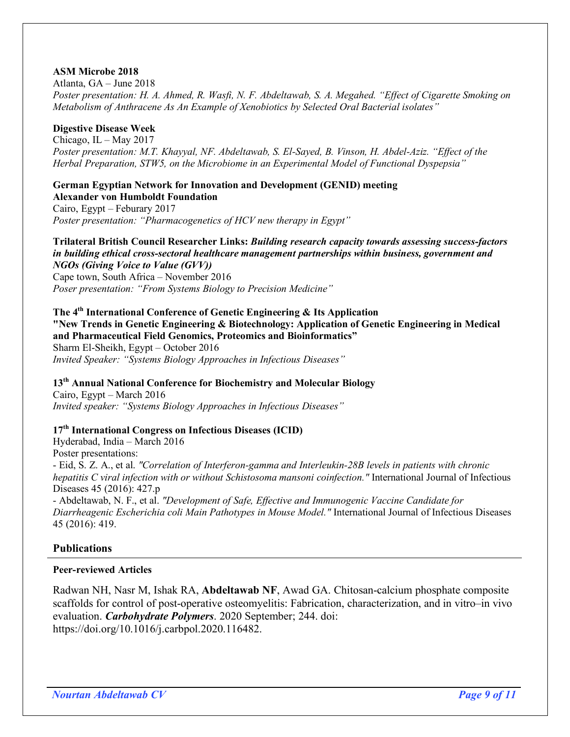**ASM Microbe 2018**
Atlanta, GA – June 2018
*Poster presentation: H. A. Ahmed, R. Wasfi, N. F. Abdeltawab, S. A. Megahed. "Effect of Cigarette Smoking on Metabolism of Anthracene As An Example of Xenobiotics by Selected Oral Bacterial isolates"*

**Digestive Disease Week**
Chicago, IL – May 2017
*Poster presentation: M.T. Khayyal, NF. Abdeltawab, S. El-Sayed, B. Vinson, H. Abdel-Aziz. "Effect of the Herbal Preparation, STW5, on the Microbiome in an Experimental Model of Functional Dyspepsia"*

**German Egyptian Network for Innovation and Development (GENID) meeting**
**Alexander von Humboldt Foundation**
Cairo, Egypt – Feburary 2017
*Poster presentation: "Pharmacogenetics of HCV new therapy in Egypt"*

**Trilateral British Council Researcher Links: *Building research capacity towards assessing success-factors in building ethical cross-sectoral healthcare management partnerships within business, government and NGOs (Giving Voice to Value (GVV))***
Cape town, South Africa – November 2016
*Poser presentation: "From Systems Biology to Precision Medicine"*

**The 4th International Conference of Genetic Engineering & Its Application**
**"New Trends in Genetic Engineering & Biotechnology: Application of Genetic Engineering in Medical and Pharmaceutical Field Genomics, Proteomics and Bioinformatics"**
Sharm El-Sheikh, Egypt – October 2016
*Invited Speaker: "Systems Biology Approaches in Infectious Diseases"*

**13th Annual National Conference for Biochemistry and Molecular Biology**
Cairo, Egypt – March 2016
*Invited speaker: "Systems Biology Approaches in Infectious Diseases"*

**17th International Congress on Infectious Diseases (ICID)**
Hyderabad, India – March 2016
Poster presentations:
- Eid, S. Z. A., et al. *"Correlation of Interferon-gamma and Interleukin-28B levels in patients with chronic hepatitis C viral infection with or without Schistosoma mansoni coinfection."* International Journal of Infectious Diseases 45 (2016): 427.p
- Abdeltawab, N. F., et al. *"Development of Safe, Effective and Immunogenic Vaccine Candidate for Diarrheagenic Escherichia coli Main Pathotypes in Mouse Model."* International Journal of Infectious Diseases 45 (2016): 419.

## Publications

### Peer-reviewed Articles

Radwan NH, Nasr M, Ishak RA, **Abdeltawab NF**, Awad GA. Chitosan-calcium phosphate composite scaffolds for control of post-operative osteomyelitis: Fabrication, characterization, and in vitro–in vivo evaluation. ***Carbohydrate Polymers***. 2020 September; 244. doi: https://doi.org/10.1016/j.carbpol.2020.116482.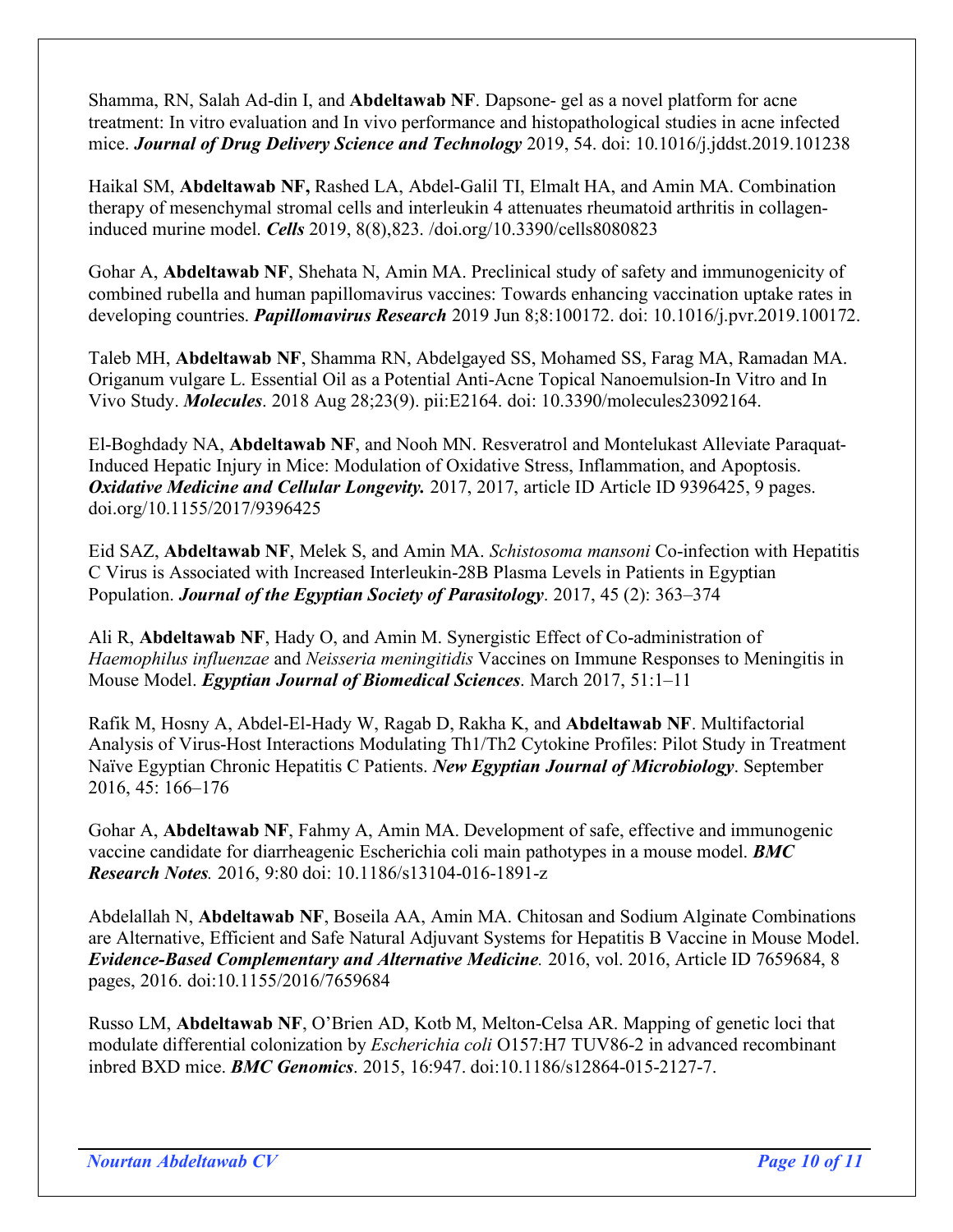Shamma, RN, Salah Ad-din I, and **Abdeltawab NF**. Dapsone- gel as a novel platform for acne treatment: In vitro evaluation and In vivo performance and histopathological studies in acne infected mice. ***Journal of Drug Delivery Science and Technology*** 2019, 54. doi: 10.1016/j.jddst.2019.101238

Haikal SM, **Abdeltawab NF,** Rashed LA, Abdel-Galil TI, Elmalt HA, and Amin MA. Combination therapy of mesenchymal stromal cells and interleukin 4 attenuates rheumatoid arthritis in collagen-induced murine model. ***Cells*** 2019, 8(8),823. /doi.org/10.3390/cells8080823

Gohar A, **Abdeltawab NF**, Shehata N, Amin MA. Preclinical study of safety and immunogenicity of combined rubella and human papillomavirus vaccines: Towards enhancing vaccination uptake rates in developing countries. ***Papillomavirus Research*** 2019 Jun 8;8:100172. doi: 10.1016/j.pvr.2019.100172.

Taleb MH, **Abdeltawab NF**, Shamma RN, Abdelgayed SS, Mohamed SS, Farag MA, Ramadan MA. Origanum vulgare L. Essential Oil as a Potential Anti-Acne Topical Nanoemulsion-In Vitro and In Vivo Study. ***Molecules***. 2018 Aug 28;23(9). pii:E2164. doi: 10.3390/molecules23092164.

El-Boghdady NA, **Abdeltawab NF**, and Nooh MN. Resveratrol and Montelukast Alleviate Paraquat-Induced Hepatic Injury in Mice: Modulation of Oxidative Stress, Inflammation, and Apoptosis. ***Oxidative Medicine and Cellular Longevity.*** 2017, 2017, article ID Article ID 9396425, 9 pages. doi.org/10.1155/2017/9396425

Eid SAZ, **Abdeltawab NF**, Melek S, and Amin MA. *Schistosoma mansoni* Co-infection with Hepatitis C Virus is Associated with Increased Interleukin-28B Plasma Levels in Patients in Egyptian Population. ***Journal of the Egyptian Society of Parasitology***. 2017, 45 (2): 363–374

Ali R, **Abdeltawab NF**, Hady O, and Amin M. Synergistic Effect of Co-administration of *Haemophilus influenzae* and *Neisseria meningitidis* Vaccines on Immune Responses to Meningitis in Mouse Model. ***Egyptian Journal of Biomedical Sciences***. March 2017, 51:1–11

Rafik M, Hosny A, Abdel-El-Hady W, Ragab D, Rakha K, and **Abdeltawab NF**. Multifactorial Analysis of Virus-Host Interactions Modulating Th1/Th2 Cytokine Profiles: Pilot Study in Treatment Naïve Egyptian Chronic Hepatitis C Patients. ***New Egyptian Journal of Microbiology***. September 2016, 45: 166–176

Gohar A, **Abdeltawab NF**, Fahmy A, Amin MA. Development of safe, effective and immunogenic vaccine candidate for diarrheagenic Escherichia coli main pathotypes in a mouse model. ***BMC Research Notes***. 2016, 9:80 doi: 10.1186/s13104-016-1891-z

Abdelallah N, **Abdeltawab NF**, Boseila AA, Amin MA. Chitosan and Sodium Alginate Combinations are Alternative, Efficient and Safe Natural Adjuvant Systems for Hepatitis B Vaccine in Mouse Model. ***Evidence-Based Complementary and Alternative Medicine***. 2016, vol. 2016, Article ID 7659684, 8 pages, 2016. doi:10.1155/2016/7659684

Russo LM, **Abdeltawab NF**, O'Brien AD, Kotb M, Melton-Celsa AR. Mapping of genetic loci that modulate differential colonization by *Escherichia coli* O157:H7 TUV86-2 in advanced recombinant inbred BXD mice. ***BMC Genomics***. 2015, 16:947. doi:10.1186/s12864-015-2127-7.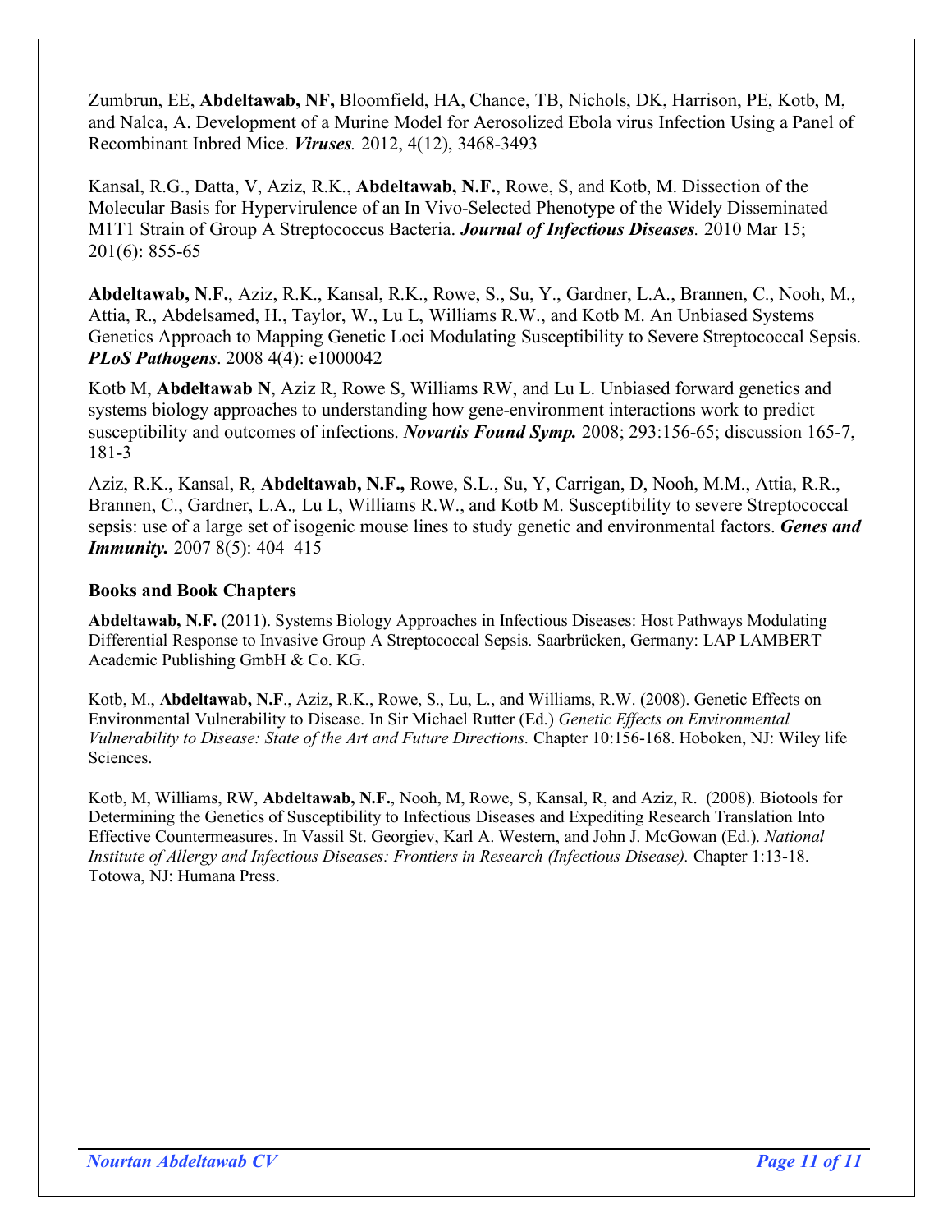Zumbrun, EE, **Abdeltawab, NF,** Bloomfield, HA, Chance, TB, Nichols, DK, Harrison, PE, Kotb, M, and Nalca, A. Development of a Murine Model for Aerosolized Ebola virus Infection Using a Panel of Recombinant Inbred Mice. ***Viruses.*** 2012, 4(12), 3468-3493

Kansal, R.G., Datta, V, Aziz, R.K., **Abdeltawab, N.F.**, Rowe, S, and Kotb, M. Dissection of the Molecular Basis for Hypervirulence of an In Vivo-Selected Phenotype of the Widely Disseminated M1T1 Strain of Group A Streptococcus Bacteria. ***Journal of Infectious Diseases.*** 2010 Mar 15; 201(6): 855-65

**Abdeltawab, N.F.**, Aziz, R.K., Kansal, R.K., Rowe, S., Su, Y., Gardner, L.A., Brannen, C., Nooh, M., Attia, R., Abdelsamed, H., Taylor, W., Lu L, Williams R.W., and Kotb M. An Unbiased Systems Genetics Approach to Mapping Genetic Loci Modulating Susceptibility to Severe Streptococcal Sepsis. ***PLoS Pathogens***. 2008 4(4): e1000042

Kotb M, **Abdeltawab N**, Aziz R, Rowe S, Williams RW, and Lu L. Unbiased forward genetics and systems biology approaches to understanding how gene-environment interactions work to predict susceptibility and outcomes of infections. ***Novartis Found Symp.*** 2008; 293:156-65; discussion 165-7, 181-3

Aziz, R.K., Kansal, R, **Abdeltawab, N.F.,** Rowe, S.L., Su, Y, Carrigan, D, Nooh, M.M., Attia, R.R., Brannen, C., Gardner, L.A., Lu L, Williams R.W., and Kotb M. Susceptibility to severe Streptococcal sepsis: use of a large set of isogenic mouse lines to study genetic and environmental factors. ***Genes and Immunity.*** 2007 8(5): 404–415

### Books and Book Chapters

**Abdeltawab, N.F.** (2011). Systems Biology Approaches in Infectious Diseases: Host Pathways Modulating Differential Response to Invasive Group A Streptococcal Sepsis. Saarbrücken, Germany: LAP LAMBERT Academic Publishing GmbH & Co. KG.

Kotb, M., **Abdeltawab, N.F**., Aziz, R.K., Rowe, S., Lu, L., and Williams, R.W. (2008). Genetic Effects on Environmental Vulnerability to Disease. In Sir Michael Rutter (Ed.) *Genetic Effects on Environmental Vulnerability to Disease: State of the Art and Future Directions.* Chapter 10:156-168. Hoboken, NJ: Wiley life Sciences.

Kotb, M, Williams, RW, **Abdeltawab, N.F.**, Nooh, M, Rowe, S, Kansal, R, and Aziz, R. (2008). Biotools for Determining the Genetics of Susceptibility to Infectious Diseases and Expediting Research Translation Into Effective Countermeasures. In Vassil St. Georgiev, Karl A. Western, and John J. McGowan (Ed.). *National Institute of Allergy and Infectious Diseases: Frontiers in Research (Infectious Disease).* Chapter 1:13-18. Totowa, NJ: Humana Press.